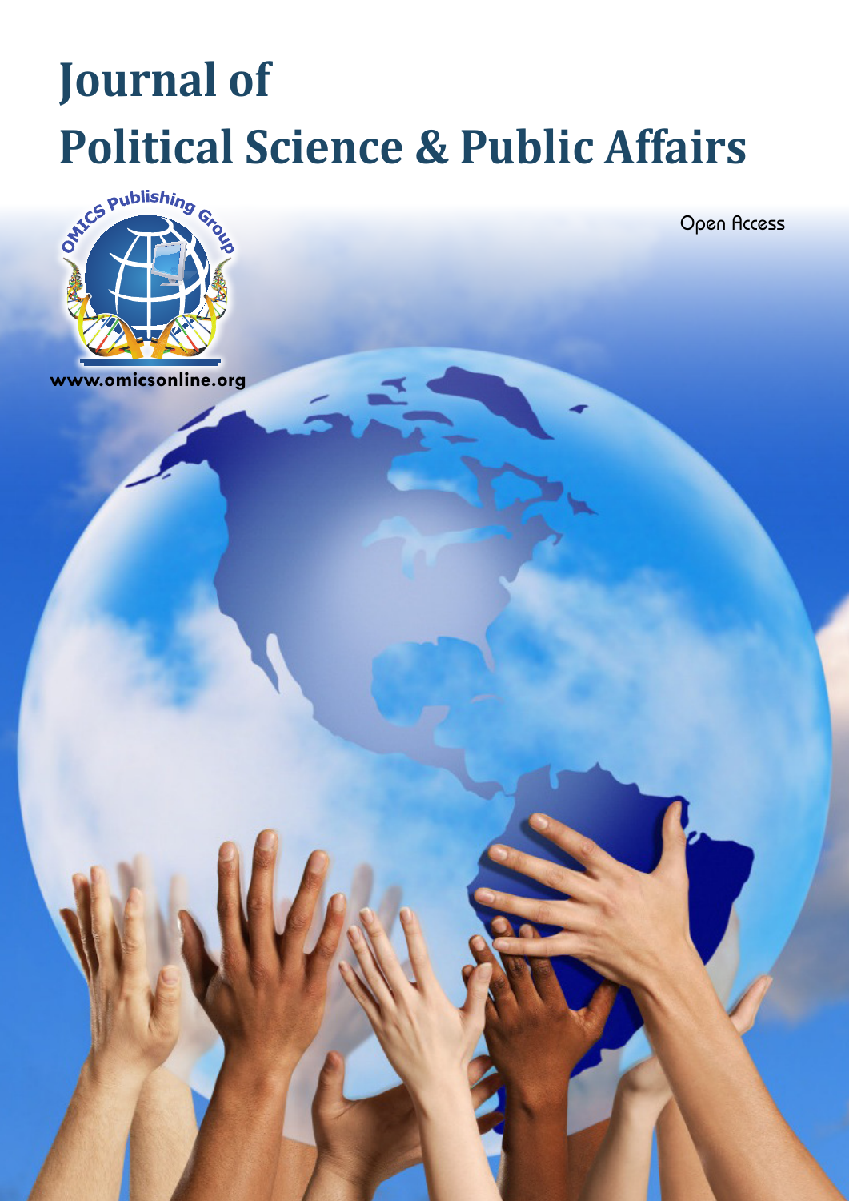# Journal of
# Political Science & Public Affairs

Open Access

www.omicsonline.org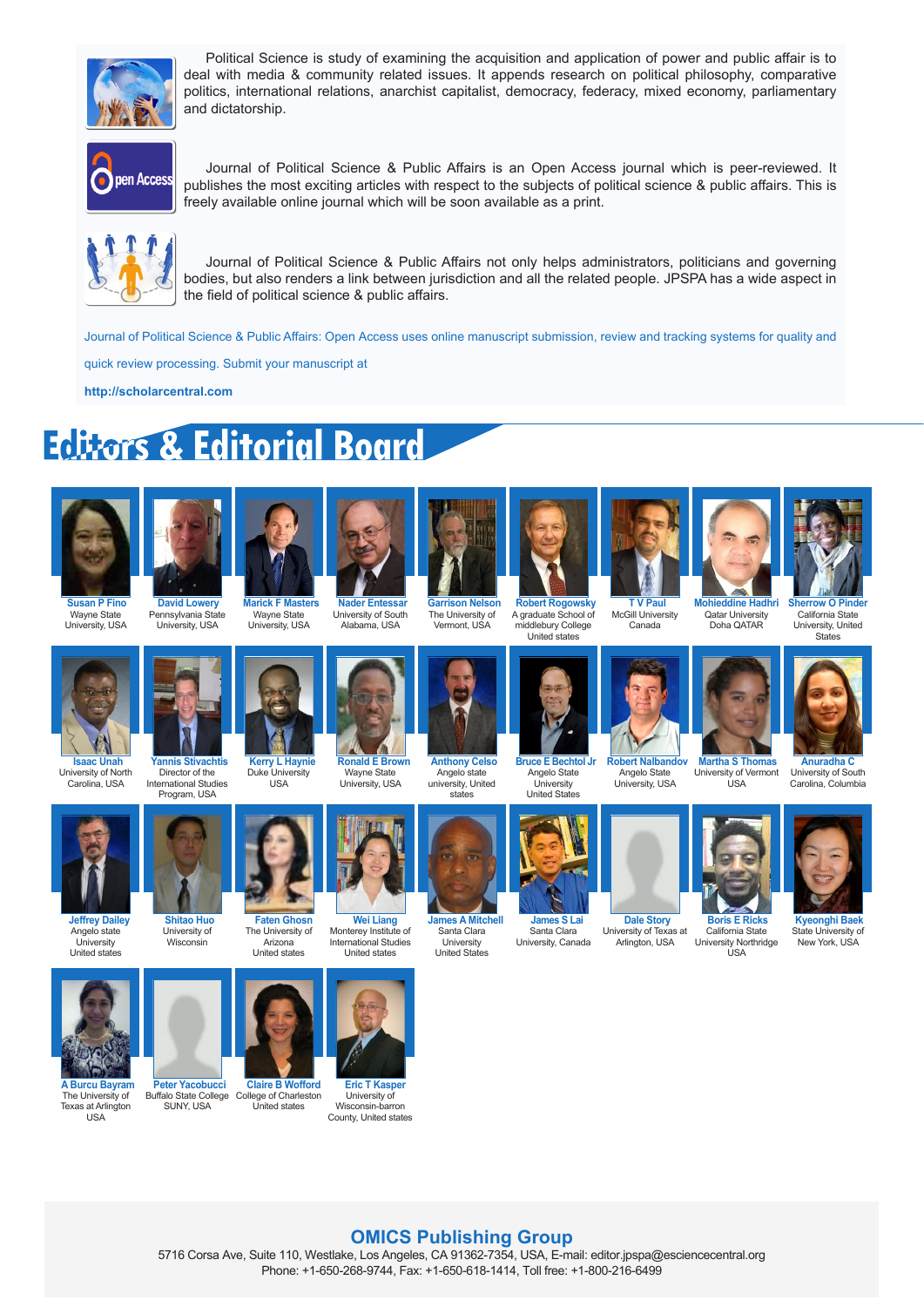Political Science is study of examining the acquisition and application of power and public affair is to deal with media & community related issues. It appends research on political philosophy, comparative politics, international relations, anarchist capitalist, democracy, federacy, mixed economy, parliamentary and dictatorship.

Journal of Political Science & Public Affairs is an Open Access journal which is peer-reviewed. It publishes the most exciting articles with respect to the subjects of political science & public affairs. This is freely available online journal which will be soon available as a print.

Journal of Political Science & Public Affairs not only helps administrators, politicians and governing bodies, but also renders a link between jurisdiction and all the related people. JPSPA has a wide aspect in the field of political science & public affairs.

Journal of Political Science & Public Affairs: Open Access uses online manuscript submission, review and tracking systems for quality and quick review processing. Submit your manuscript at

**http://scholarcentral.com**

# Editors & Editorial Board

**Susan P Fino**
Wayne State University, USA

**David Lowery**
Pennsylvania State University, USA

**Marick F Masters**
Wayne State University, USA

**Nader Entessar**
University of South Alabama, USA

**Garrison Nelson**
The University of Vermont, USA

**Robert Rogowsky**
A graduate School of middlebury College United states

**T V Paul**
McGill University Canada

**Mohieddine Hadhri**
Qatar University Doha QATAR

**Sherrow O Pinder**
California State University, United States

**Isaac Unah**
University of North Carolina, USA

**Yannis Stivachtis**
Director of the International Studies Program, USA

**Kerry L Haynie**
Duke University USA

**Ronald E Brown**
Wayne State University, USA

**Anthony Celso**
Angelo state university, United states

**Bruce E Bechtol Jr**
Angelo State University United States

**Robert Nalbandov**
Angelo State University, USA

**Martha S Thomas**
University of Vermont USA

**Anuradha C**
University of South Carolina, Columbia

**Jeffrey Dailey**
Angelo state University United states

**Shitao Huo**
University of Wisconsin

**Faten Ghosn**
The University of Arizona United states

**Wei Liang**
Monterey Institute of International Studies United states

**James A Mitchell**
Santa Clara University United States

**James S Lai**
Santa Clara University, Canada

**Dale Story**
University of Texas at Arlington, USA

**Boris E Ricks**
California State University Northridge USA

**Kyeonghi Baek**
State University of New York, USA

**A Burcu Bayram**
The University of Texas at Arlington USA

**Peter Yacobucci**
Buffalo State College SUNY, USA

**Claire B Wofford**
College of Charleston United states

**Eric T Kasper**
University of Wisconsin-barron County, United states

**OMICS Publishing Group**
5716 Corsa Ave, Suite 110, Westlake, Los Angeles, CA 91362-7354, USA, E-mail: editor.jpspa@esciencecentral.org
Phone: +1-650-268-9744, Fax: +1-650-618-1414, Toll free: +1-800-216-6499